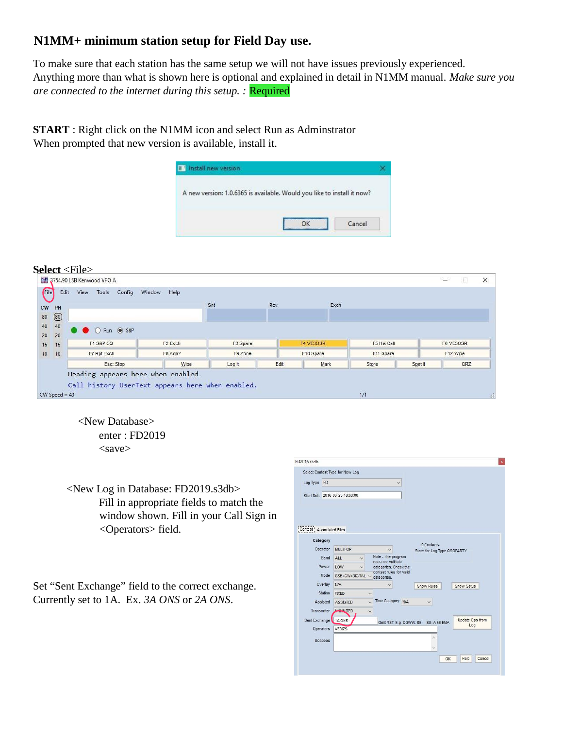# N1MM+ minimum station setup for Field Day use.

To make sure that each station has the same setup we will not have issues previously experienced. Anything more than what is shown here is optional and explained in detail in N1MM manual. *Make sure you are connected to the internet during this setup. :* Required

**START** : Right click on the N1MM icon and select Run as Adminstrator
When prompted that new version is available, install it.

**Select** <File>

<New Database>
enter : FD2019
<save>

<New Log in Database: FD2019.s3db>
Fill in appropriate fields to match the window shown. Fill in your Call Sign in <Operators> field.

Set "Sent Exchange" field to the correct exchange. Currently set to 1A. Ex. *3A ONS* or *2A ONS*.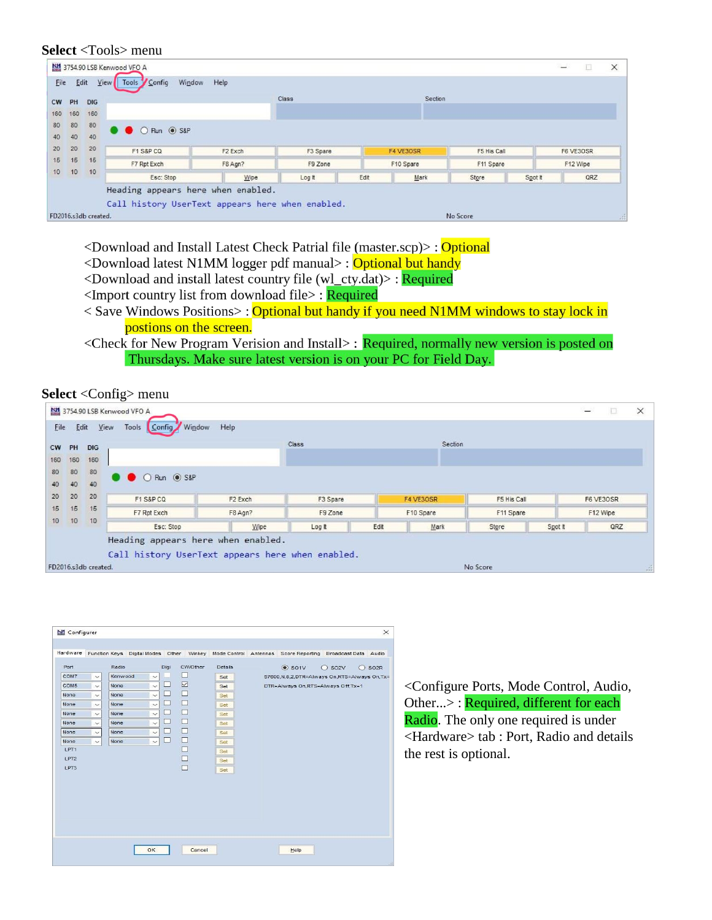**Select** <Tools> menu

<Download and Install Latest Check Patrial file (master.scp)> : Optional

<Download latest N1MM logger pdf manual> : Optional but handy

<Download and install latest country file (wl_cty.dat)> : Required

<Import country list from download file> : Required

< Save Windows Positions> : Optional but handy if you need N1MM windows to stay lock in postions on the screen.

<Check for New Program Verision and Install> : Required, normally new version is posted on Thursdays. Make sure latest version is on your PC for Field Day.

**Select** <Config> menu

<Configure Ports, Mode Control, Audio, Other...> : Required, different for each Radio. The only one required is under <Hardware> tab : Port, Radio and details the rest is optional.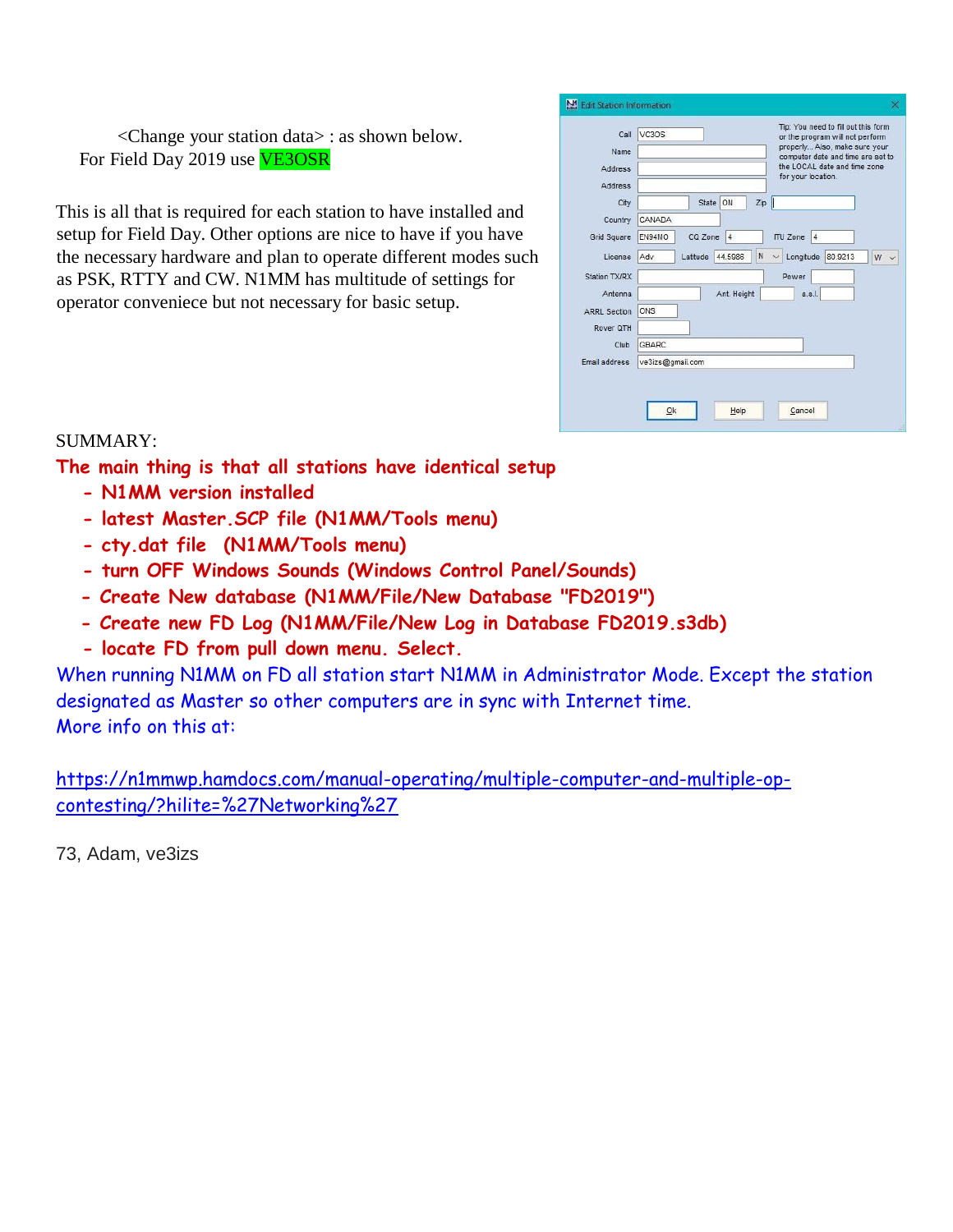<Change your station data> : as shown below.
For Field Day 2019 use VE3OSR

This is all that is required for each station to have installed and setup for Field Day. Other options are nice to have if you have the necessary hardware and plan to operate different modes such as PSK, RTTY and CW. N1MM has multitude of settings for operator conveniece but not necessary for basic setup.

SUMMARY:

**The main thing is that all stations have identical setup**

- **N1MM version installed**
- **latest Master.SCP file (N1MM/Tools menu)**
- **cty.dat file (N1MM/Tools menu)**
- **turn OFF Windows Sounds (Windows Control Panel/Sounds)**
- **Create New database (N1MM/File/New Database "FD2019")**
- **Create new FD Log (N1MM/File/New Log in Database FD2019.s3db)**
- **locate FD from pull down menu. Select.**

When running N1MM on FD all station start N1MM in Administrator Mode. Except the station designated as Master so other computers are in sync with Internet time.
More info on this at:

https://n1mmwp.hamdocs.com/manual-operating/multiple-computer-and-multiple-op-contesting/?hilite=%27Networking%27

73, Adam, ve3izs